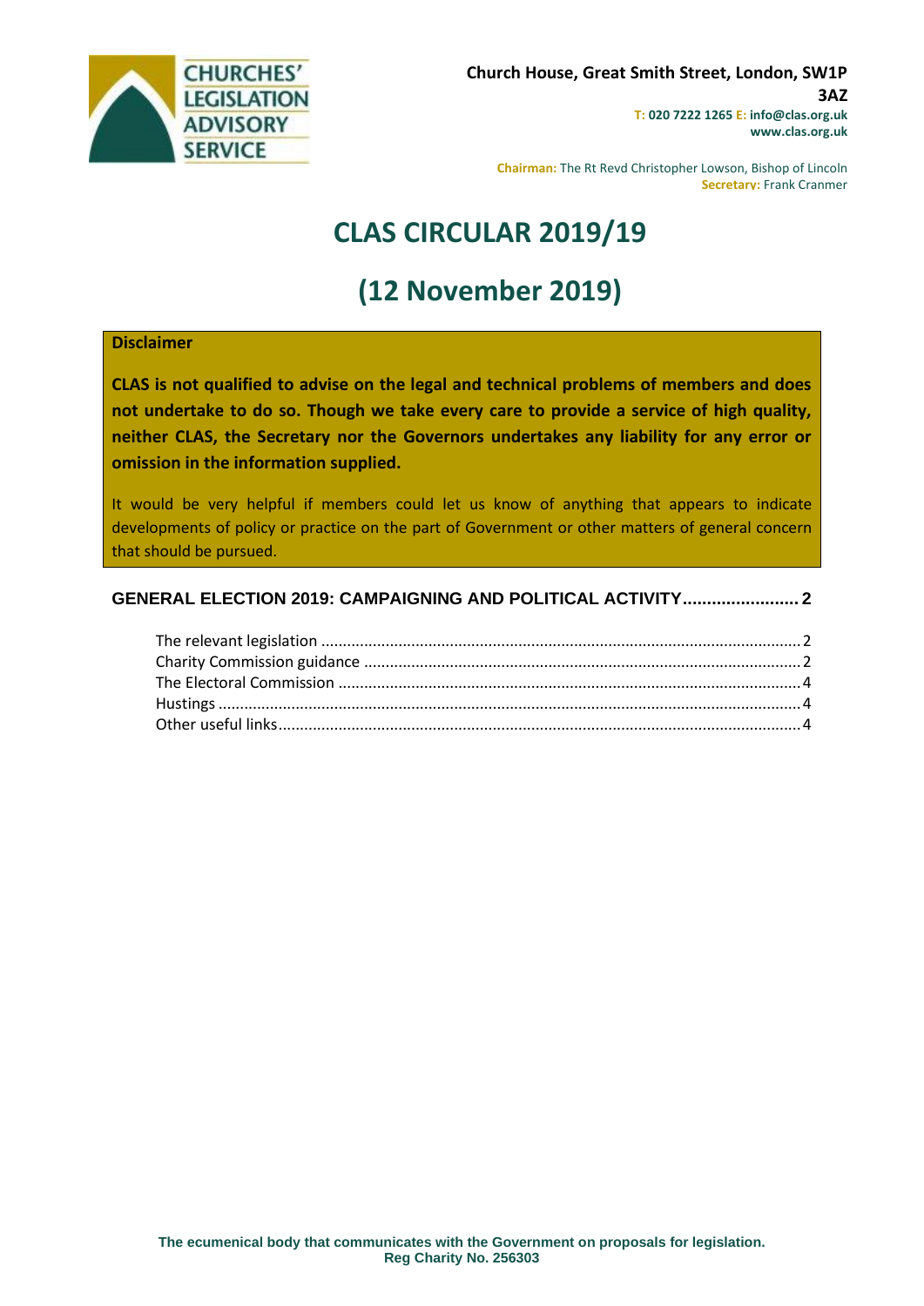CHURCHES' LEGISLATION ADVISORY SERVICE

**Church House, Great Smith Street, London, SW1P 3AZ**
**T: 020 7222 1265 E: info@clas.org.uk**
**www.clas.org.uk**

**Chairman:** The Rt Revd Christopher Lowson, Bishop of Lincoln
**Secretary:** Frank Cranmer

# CLAS CIRCULAR 2019/19

# (12 November 2019)

**Disclaimer**

**CLAS is not qualified to advise on the legal and technical problems of members and does not undertake to do so. Though we take every care to provide a service of high quality, neither CLAS, the Secretary nor the Governors undertakes any liability for any error or omission in the information supplied.**

It would be very helpful if members could let us know of anything that appears to indicate developments of policy or practice on the part of Government or other matters of general concern that should be pursued.

**GENERAL ELECTION 2019: CAMPAIGNING AND POLITICAL ACTIVITY ........................ 2**

- The relevant legislation ........................................ 2
- Charity Commission guidance ........................................ 2
- The Electoral Commission ........................................ 4
- Hustings ........................................ 4
- Other useful links ........................................ 4

**The ecumenical body that communicates with the Government on proposals for legislation.**
**Reg Charity No. 256303**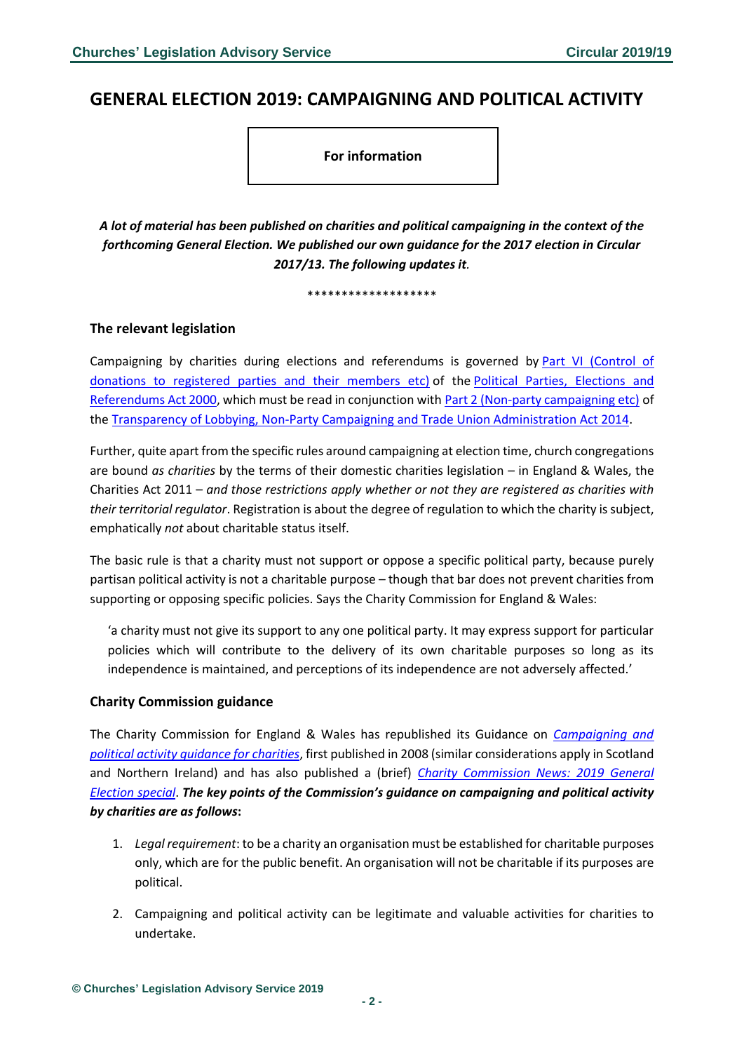# GENERAL ELECTION 2019: CAMPAIGNING AND POLITICAL ACTIVITY

**For information**

***A lot of material has been published on charities and political campaigning in the context of the forthcoming General Election. We published our own guidance for the 2017 election in Circular 2017/13. The following updates it.***

*******************

## The relevant legislation

Campaigning by charities during elections and referendums is governed by Part VI (Control of donations to registered parties and their members etc) of the Political Parties, Elections and Referendums Act 2000, which must be read in conjunction with Part 2 (Non-party campaigning etc) of the Transparency of Lobbying, Non-Party Campaigning and Trade Union Administration Act 2014.

Further, quite apart from the specific rules around campaigning at election time, church congregations are bound *as charities* by the terms of their domestic charities legislation – in England & Wales, the Charities Act 2011 – *and those restrictions apply whether or not they are registered as charities with their territorial regulator*. Registration is about the degree of regulation to which the charity is subject, emphatically *not* about charitable status itself.

The basic rule is that a charity must not support or oppose a specific political party, because purely partisan political activity is not a charitable purpose – though that bar does not prevent charities from supporting or opposing specific policies. Says the Charity Commission for England & Wales:

> 'a charity must not give its support to any one political party. It may express support for particular policies which will contribute to the delivery of its own charitable purposes so long as its independence is maintained, and perceptions of its independence are not adversely affected.'

## Charity Commission guidance

The Charity Commission for England & Wales has republished its Guidance on *Campaigning and political activity guidance for charities*, first published in 2008 (similar considerations apply in Scotland and Northern Ireland) and has also published a (brief) *Charity Commission News: 2019 General Election special*. ***The key points of the Commission's guidance on campaigning and political activity by charities are as follows*:**

1. *Legal requirement*: to be a charity an organisation must be established for charitable purposes only, which are for the public benefit. An organisation will not be charitable if its purposes are political.

2. Campaigning and political activity can be legitimate and valuable activities for charities to undertake.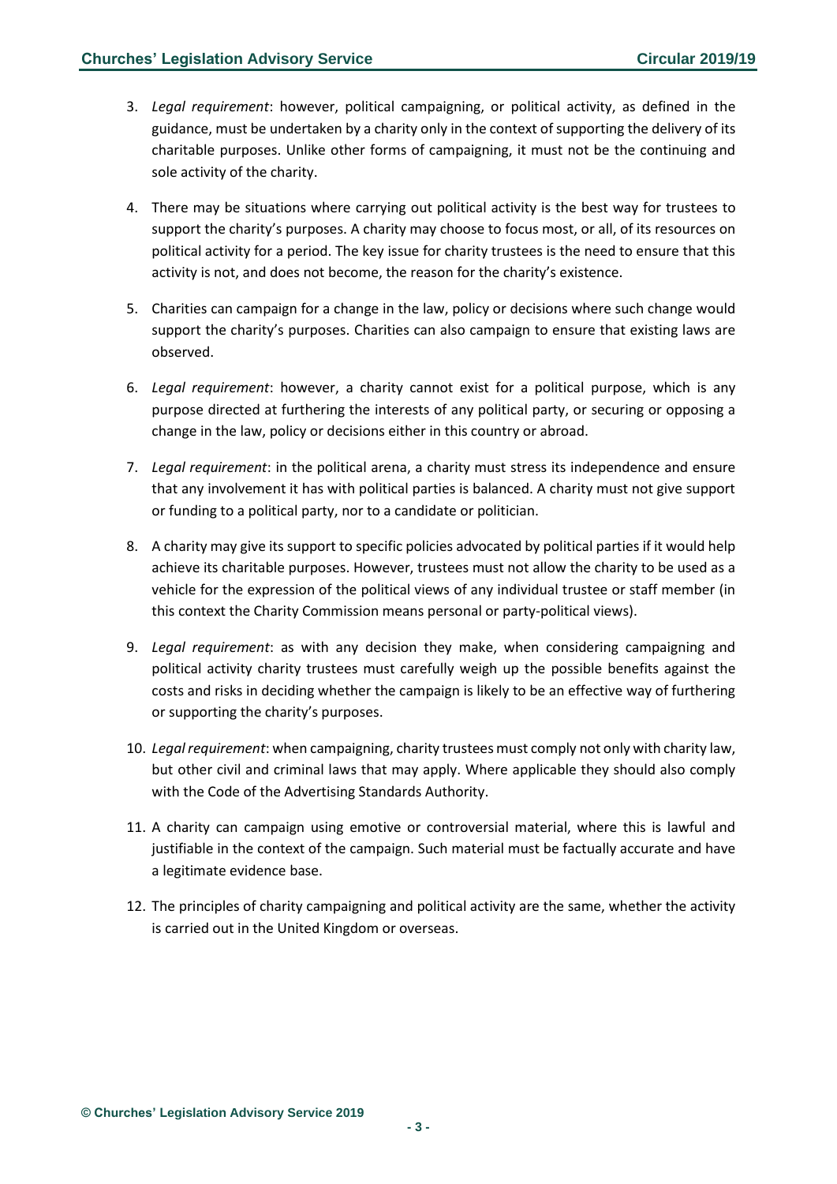3. *Legal requirement*: however, political campaigning, or political activity, as defined in the guidance, must be undertaken by a charity only in the context of supporting the delivery of its charitable purposes. Unlike other forms of campaigning, it must not be the continuing and sole activity of the charity.

4. There may be situations where carrying out political activity is the best way for trustees to support the charity's purposes. A charity may choose to focus most, or all, of its resources on political activity for a period. The key issue for charity trustees is the need to ensure that this activity is not, and does not become, the reason for the charity's existence.

5. Charities can campaign for a change in the law, policy or decisions where such change would support the charity's purposes. Charities can also campaign to ensure that existing laws are observed.

6. *Legal requirement*: however, a charity cannot exist for a political purpose, which is any purpose directed at furthering the interests of any political party, or securing or opposing a change in the law, policy or decisions either in this country or abroad.

7. *Legal requirement*: in the political arena, a charity must stress its independence and ensure that any involvement it has with political parties is balanced. A charity must not give support or funding to a political party, nor to a candidate or politician.

8. A charity may give its support to specific policies advocated by political parties if it would help achieve its charitable purposes. However, trustees must not allow the charity to be used as a vehicle for the expression of the political views of any individual trustee or staff member (in this context the Charity Commission means personal or party-political views).

9. *Legal requirement*: as with any decision they make, when considering campaigning and political activity charity trustees must carefully weigh up the possible benefits against the costs and risks in deciding whether the campaign is likely to be an effective way of furthering or supporting the charity's purposes.

10. *Legal requirement*: when campaigning, charity trustees must comply not only with charity law, but other civil and criminal laws that may apply. Where applicable they should also comply with the Code of the Advertising Standards Authority.

11. A charity can campaign using emotive or controversial material, where this is lawful and justifiable in the context of the campaign. Such material must be factually accurate and have a legitimate evidence base.

12. The principles of charity campaigning and political activity are the same, whether the activity is carried out in the United Kingdom or overseas.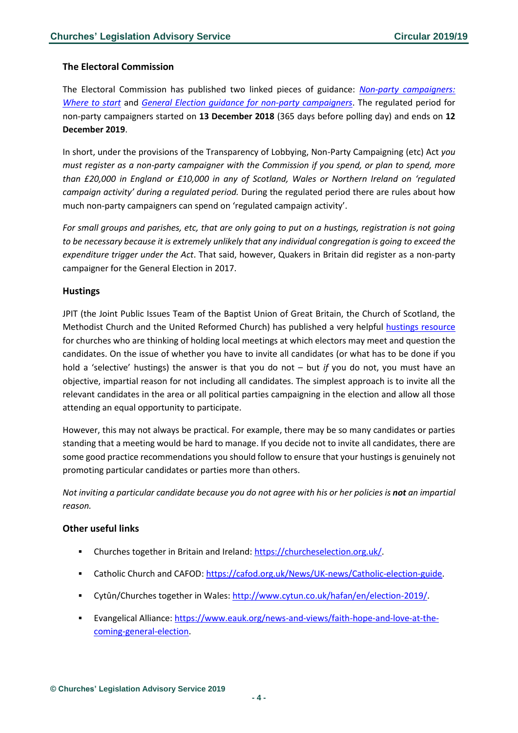### The Electoral Commission

The Electoral Commission has published two linked pieces of guidance: [*Non-party campaigners: Where to start*]() and [*General Election guidance for non-party campaigners*](). The regulated period for non-party campaigners started on **13 December 2018** (365 days before polling day) and ends on **12 December 2019**.

In short, under the provisions of the Transparency of Lobbying, Non-Party Campaigning (etc) Act *you must register as a non-party campaigner with the Commission if you spend, or plan to spend, more than £20,000 in England or £10,000 in any of Scotland, Wales or Northern Ireland on 'regulated campaign activity' during a regulated period.* During the regulated period there are rules about how much non-party campaigners can spend on 'regulated campaign activity'.

*For small groups and parishes, etc, that are only going to put on a hustings, registration is not going to be necessary because it is extremely unlikely that any individual congregation is going to exceed the expenditure trigger under the Act*. That said, however, Quakers in Britain did register as a non-party campaigner for the General Election in 2017.

### Hustings

JPIT (the Joint Public Issues Team of the Baptist Union of Great Britain, the Church of Scotland, the Methodist Church and the United Reformed Church) has published a very helpful [hustings resource]() for churches who are thinking of holding local meetings at which electors may meet and question the candidates. On the issue of whether you have to invite all candidates (or what has to be done if you hold a 'selective' hustings) the answer is that you do not – but *if* you do not, you must have an objective, impartial reason for not including all candidates. The simplest approach is to invite all the relevant candidates in the area or all political parties campaigning in the election and allow all those attending an equal opportunity to participate.

However, this may not always be practical. For example, there may be so many candidates or parties standing that a meeting would be hard to manage. If you decide not to invite all candidates, there are some good practice recommendations you should follow to ensure that your hustings is genuinely not promoting particular candidates or parties more than others.

*Not inviting a particular candidate because you do not agree with his or her policies is* ***not*** *an impartial reason.*

### Other useful links

- Churches together in Britain and Ireland: https://churcheselection.org.uk/.
- Catholic Church and CAFOD: https://cafod.org.uk/News/UK-news/Catholic-election-guide.
- Cytûn/Churches together in Wales: http://www.cytun.co.uk/hafan/en/election-2019/.
- Evangelical Alliance: https://www.eauk.org/news-and-views/faith-hope-and-love-at-the-coming-general-election.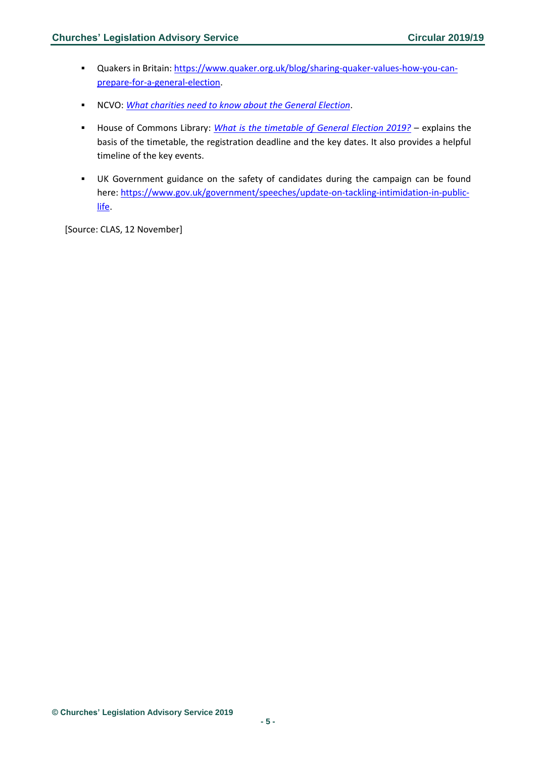- Quakers in Britain: https://www.quaker.org.uk/blog/sharing-quaker-values-how-you-can-prepare-for-a-general-election.
- NCVO: *What charities need to know about the General Election*.
- House of Commons Library: *What is the timetable of General Election 2019?* – explains the basis of the timetable, the registration deadline and the key dates. It also provides a helpful timeline of the key events.
- UK Government guidance on the safety of candidates during the campaign can be found here: https://www.gov.uk/government/speeches/update-on-tackling-intimidation-in-public-life.

[Source: CLAS, 12 November]